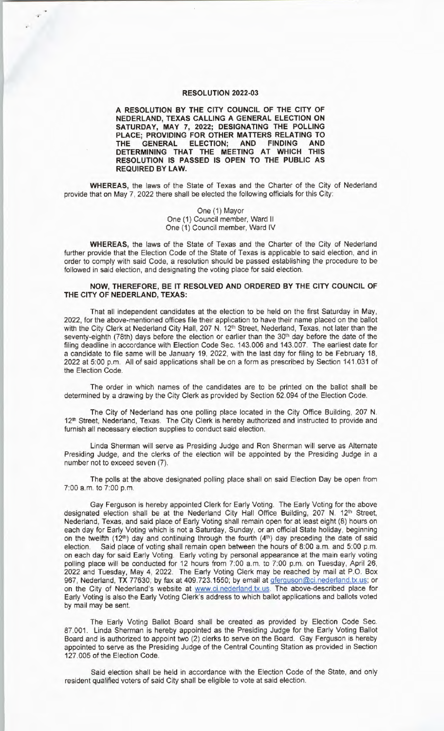# RESOLUTION 2022-03

**A RESOLUTION BY THE CITY COUNCIL OF THE CITY OF NEDERLAND, TEXAS CALLING A GENERAL ELECTION ON SATURDAY, MAY 7, 2022; DESIGNATING THE POLLING PLACE; PROVIDING FOR OTHER MATTERS RELATING TO THE GENERAL ELECTION; AND FINDING AND DETERMINING THAT THE MEETING AT WHICH THIS RESOLUTION IS PASSED IS OPEN TO THE PUBLIC AS REQUIRED BY LAW.**

**WHEREAS,** the laws of the State of Texas and the Charter of the City of Nederland provide that on May 7, 2022 there shall be elected the following officials for this City:

One (1) Mayor
One (1) Council member, Ward II
One (1) Council member, Ward IV

**WHEREAS,** the laws of the State of Texas and the Charter of the City of Nederland further provide that the Election Code of the State of Texas is applicable to said election, and in order to comply with said Code, a resolution should be passed establishing the procedure to be followed in said election, and designating the voting place for said election.

**NOW, THEREFORE, BE IT RESOLVED AND ORDERED BY THE CITY COUNCIL OF THE CITY OF NEDERLAND, TEXAS:**

That all independent candidates at the election to be held on the first Saturday in May, 2022, for the above-mentioned offices file their application to have their name placed on the ballot with the City Clerk at Nederland City Hall, 207 N. 12th Street, Nederland, Texas, not later than the seventy-eighth (78th) days before the election or earlier than the 30th day before the date of the filing deadline in accordance with Election Code Sec. 143.006 and 143.007. The earliest date for a candidate to file same will be January 19, 2022, with the last day for filing to be February 18, 2022 at 5:00 p.m. All of said applications shall be on a form as prescribed by Section 141.031 of the Election Code.

The order in which names of the candidates are to be printed on the ballot shall be determined by a drawing by the City Clerk as provided by Section 52.094 of the Election Code.

The City of Nederland has one polling place located in the City Office Building, 207 N. 12th Street, Nederland, Texas. The City Clerk is hereby authorized and instructed to provide and furnish all necessary election supplies to conduct said election.

Linda Sherman will serve as Presiding Judge and Ron Sherman will serve as Alternate Presiding Judge, and the clerks of the election will be appointed by the Presiding Judge in a number not to exceed seven (7).

The polls at the above designated polling place shall on said Election Day be open from 7:00 a.m. to 7:00 p.m.

Gay Ferguson is hereby appointed Clerk for Early Voting. The Early Voting for the above designated election shall be at the Nederland City Hall Office Building, 207 N. 12th Street, Nederland, Texas, and said place of Early Voting shall remain open for at least eight (8) hours on each day for Early Voting which is not a Saturday, Sunday, or an official State holiday, beginning on the twelfth (12th) day and continuing through the fourth (4th) day preceding the date of said election. Said place of voting shall remain open between the hours of 8:00 a.m. and 5:00 p.m. on each day for said Early Voting. Early voting by personal appearance at the main early voting polling place will be conducted for 12 hours from 7:00 a.m. to 7:00 p.m. on Tuesday, April 26, 2022 and Tuesday, May 4, 2022. The Early Voting Clerk may be reached by mail at P.O. Box 967, Nederland, TX 77630; by fax at 409.723.1550; by email at gferguson@ci.nederland.tx.us; or on the City of Nederland's website at www.ci.nederland.tx.us. The above-described place for Early Voting is also the Early Voting Clerk's address to which ballot applications and ballots voted by mail may be sent.

The Early Voting Ballot Board shall be created as provided by Election Code Sec. 87.001. Linda Sherman is hereby appointed as the Presiding Judge for the Early Voting Ballot Board and is authorized to appoint two (2) clerks to serve on the Board. Gay Ferguson is hereby appointed to serve as the Presiding Judge of the Central Counting Station as provided in Section 127.005 of the Election Code.

Said election shall be held in accordance with the Election Code of the State, and only resident qualified voters of said City shall be eligible to vote at said election.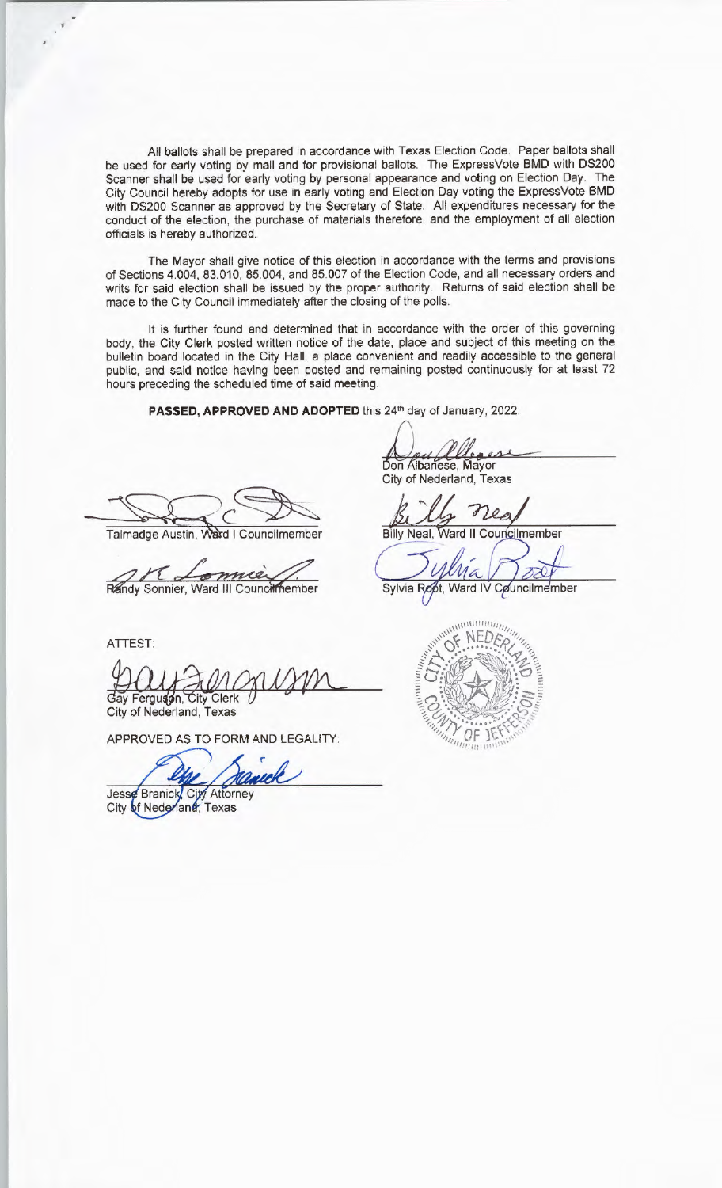All ballots shall be prepared in accordance with Texas Election Code. Paper ballots shall be used for early voting by mail and for provisional ballots. The ExpressVote BMD with DS200 Scanner shall be used for early voting by personal appearance and voting on Election Day. The City Council hereby adopts for use in early voting and Election Day voting the ExpressVote BMD with DS200 Scanner as approved by the Secretary of State. All expenditures necessary for the conduct of the election, the purchase of materials therefore, and the employment of all election officials is hereby authorized.

The Mayor shall give notice of this election in accordance with the terms and provisions of Sections 4.004, 83.010, 85.004, and 85.007 of the Election Code, and all necessary orders and writs for said election shall be issued by the proper authority. Returns of said election shall be made to the City Council immediately after the closing of the polls.

It is further found and determined that in accordance with the order of this governing body, the City Clerk posted written notice of the date, place and subject of this meeting on the bulletin board located in the City Hall, a place convenient and readily accessible to the general public, and said notice having been posted and remaining posted continuously for at least 72 hours preceding the scheduled time of said meeting.

**PASSED, APPROVED AND ADOPTED** this 24th day of January, 2022.

Don Albanese, Mayor
City of Nederland, Texas

Talmadge Austin, Ward I Councilmember

Billy Neal, Ward II Councilmember

Randy Sonnier, Ward III Councilmember

Sylvia Root, Ward IV Councilmember

ATTEST:

Gay Ferguson, City Clerk
City of Nederland, Texas

APPROVED AS TO FORM AND LEGALITY:

Jesse Branick, City Attorney
City of Nederland, Texas